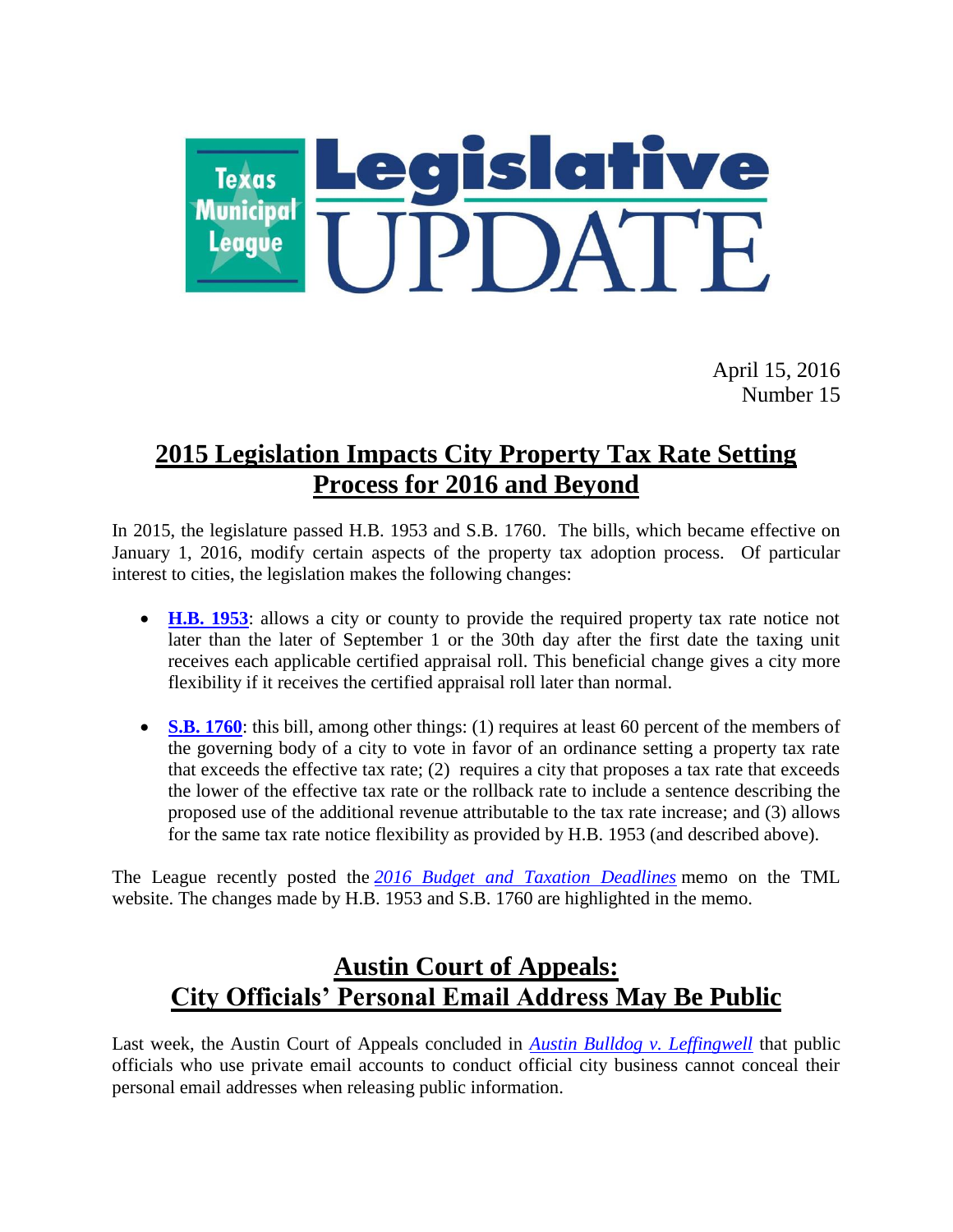# Texas Municipal League Legislative UPDATE

April 15, 2016
Number 15

## 2015 Legislation Impacts City Property Tax Rate Setting Process for 2016 and Beyond

In 2015, the legislature passed H.B. 1953 and S.B. 1760. The bills, which became effective on January 1, 2016, modify certain aspects of the property tax adoption process. Of particular interest to cities, the legislation makes the following changes:

- **H.B. 1953**: allows a city or county to provide the required property tax rate notice not later than the later of September 1 or the 30th day after the first date the taxing unit receives each applicable certified appraisal roll. This beneficial change gives a city more flexibility if it receives the certified appraisal roll later than normal.
- **S.B. 1760**: this bill, among other things: (1) requires at least 60 percent of the members of the governing body of a city to vote in favor of an ordinance setting a property tax rate that exceeds the effective tax rate; (2) requires a city that proposes a tax rate that exceeds the lower of the effective tax rate or the rollback rate to include a sentence describing the proposed use of the additional revenue attributable to the tax rate increase; and (3) allows for the same tax rate notice flexibility as provided by H.B. 1953 (and described above).

The League recently posted the *2016 Budget and Taxation Deadlines* memo on the TML website. The changes made by H.B. 1953 and S.B. 1760 are highlighted in the memo.

## Austin Court of Appeals: City Officials' Personal Email Address May Be Public

Last week, the Austin Court of Appeals concluded in *Austin Bulldog v. Leffingwell* that public officials who use private email accounts to conduct official city business cannot conceal their personal email addresses when releasing public information.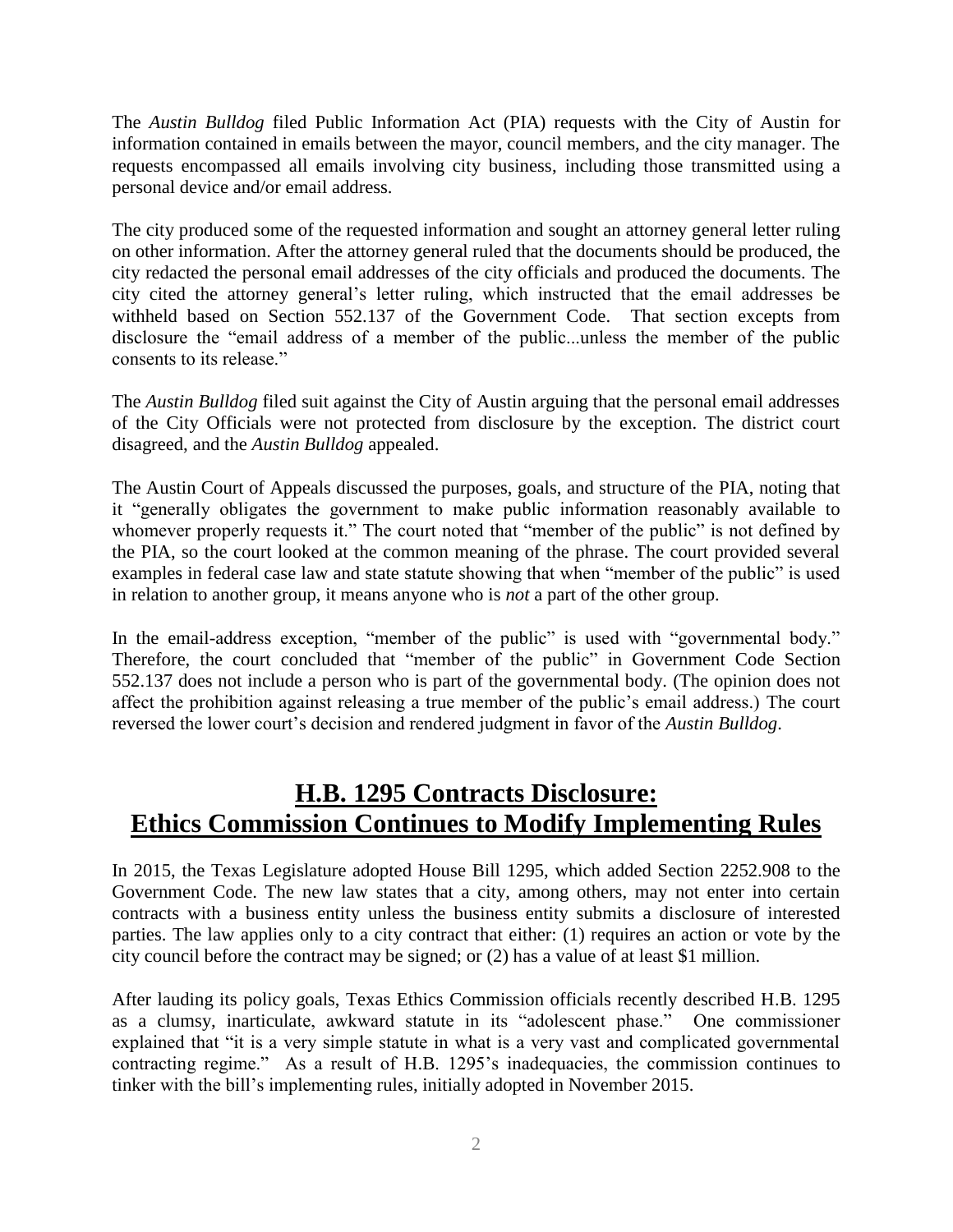The *Austin Bulldog* filed Public Information Act (PIA) requests with the City of Austin for information contained in emails between the mayor, council members, and the city manager. The requests encompassed all emails involving city business, including those transmitted using a personal device and/or email address.

The city produced some of the requested information and sought an attorney general letter ruling on other information. After the attorney general ruled that the documents should be produced, the city redacted the personal email addresses of the city officials and produced the documents. The city cited the attorney general's letter ruling, which instructed that the email addresses be withheld based on Section 552.137 of the Government Code. That section excepts from disclosure the "email address of a member of the public...unless the member of the public consents to its release."

The *Austin Bulldog* filed suit against the City of Austin arguing that the personal email addresses of the City Officials were not protected from disclosure by the exception. The district court disagreed, and the *Austin Bulldog* appealed.

The Austin Court of Appeals discussed the purposes, goals, and structure of the PIA, noting that it "generally obligates the government to make public information reasonably available to whomever properly requests it." The court noted that "member of the public" is not defined by the PIA, so the court looked at the common meaning of the phrase. The court provided several examples in federal case law and state statute showing that when "member of the public" is used in relation to another group, it means anyone who is *not* a part of the other group.

In the email-address exception, "member of the public" is used with "governmental body." Therefore, the court concluded that "member of the public" in Government Code Section 552.137 does not include a person who is part of the governmental body. (The opinion does not affect the prohibition against releasing a true member of the public's email address.) The court reversed the lower court's decision and rendered judgment in favor of the *Austin Bulldog*.

## H.B. 1295 Contracts Disclosure: Ethics Commission Continues to Modify Implementing Rules

In 2015, the Texas Legislature adopted House Bill 1295, which added Section 2252.908 to the Government Code. The new law states that a city, among others, may not enter into certain contracts with a business entity unless the business entity submits a disclosure of interested parties. The law applies only to a city contract that either: (1) requires an action or vote by the city council before the contract may be signed; or (2) has a value of at least $1 million.

After lauding its policy goals, Texas Ethics Commission officials recently described H.B. 1295 as a clumsy, inarticulate, awkward statute in its "adolescent phase." One commissioner explained that "it is a very simple statute in what is a very vast and complicated governmental contracting regime." As a result of H.B. 1295's inadequacies, the commission continues to tinker with the bill's implementing rules, initially adopted in November 2015.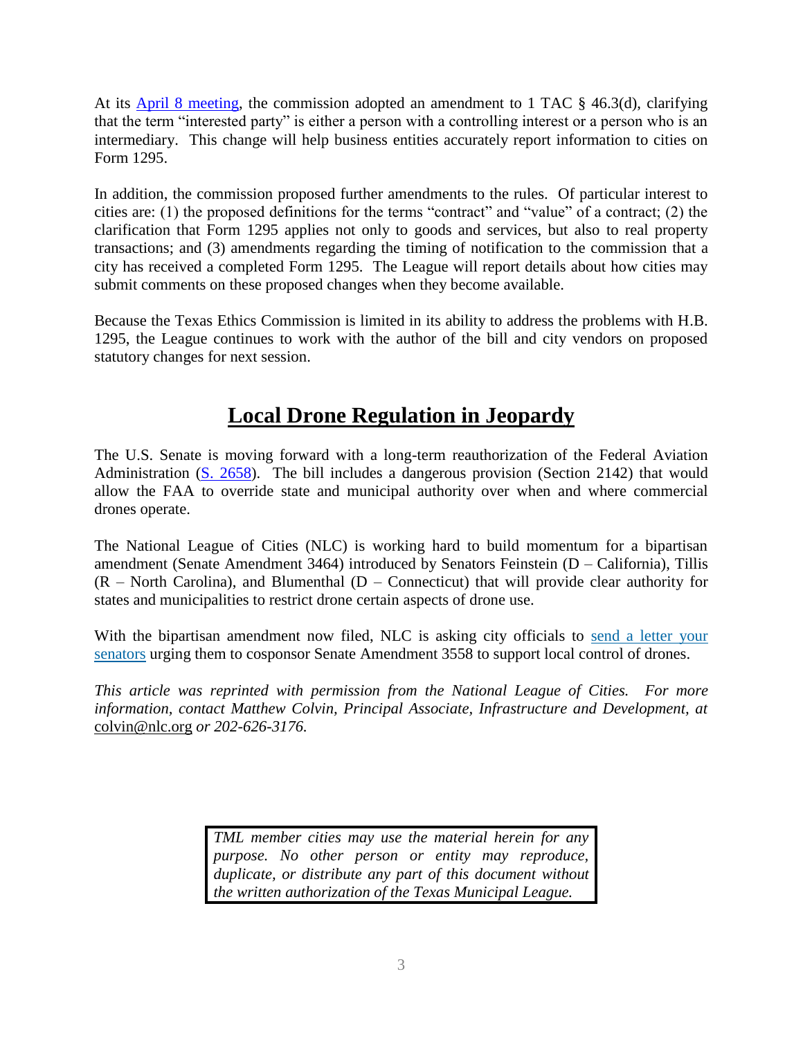At its April 8 meeting, the commission adopted an amendment to 1 TAC § 46.3(d), clarifying that the term "interested party" is either a person with a controlling interest or a person who is an intermediary. This change will help business entities accurately report information to cities on Form 1295.

In addition, the commission proposed further amendments to the rules. Of particular interest to cities are: (1) the proposed definitions for the terms "contract" and "value" of a contract; (2) the clarification that Form 1295 applies not only to goods and services, but also to real property transactions; and (3) amendments regarding the timing of notification to the commission that a city has received a completed Form 1295. The League will report details about how cities may submit comments on these proposed changes when they become available.

Because the Texas Ethics Commission is limited in its ability to address the problems with H.B. 1295, the League continues to work with the author of the bill and city vendors on proposed statutory changes for next session.

## Local Drone Regulation in Jeopardy

The U.S. Senate is moving forward with a long-term reauthorization of the Federal Aviation Administration (S. 2658). The bill includes a dangerous provision (Section 2142) that would allow the FAA to override state and municipal authority over when and where commercial drones operate.

The National League of Cities (NLC) is working hard to build momentum for a bipartisan amendment (Senate Amendment 3464) introduced by Senators Feinstein (D – California), Tillis (R – North Carolina), and Blumenthal (D – Connecticut) that will provide clear authority for states and municipalities to restrict drone certain aspects of drone use.

With the bipartisan amendment now filed, NLC is asking city officials to send a letter your senators urging them to cosponsor Senate Amendment 3558 to support local control of drones.

*This article was reprinted with permission from the National League of Cities. For more information, contact Matthew Colvin, Principal Associate, Infrastructure and Development, at* colvin@nlc.org *or 202-626-3176.*

*TML member cities may use the material herein for any purpose. No other person or entity may reproduce, duplicate, or distribute any part of this document without the written authorization of the Texas Municipal League.*